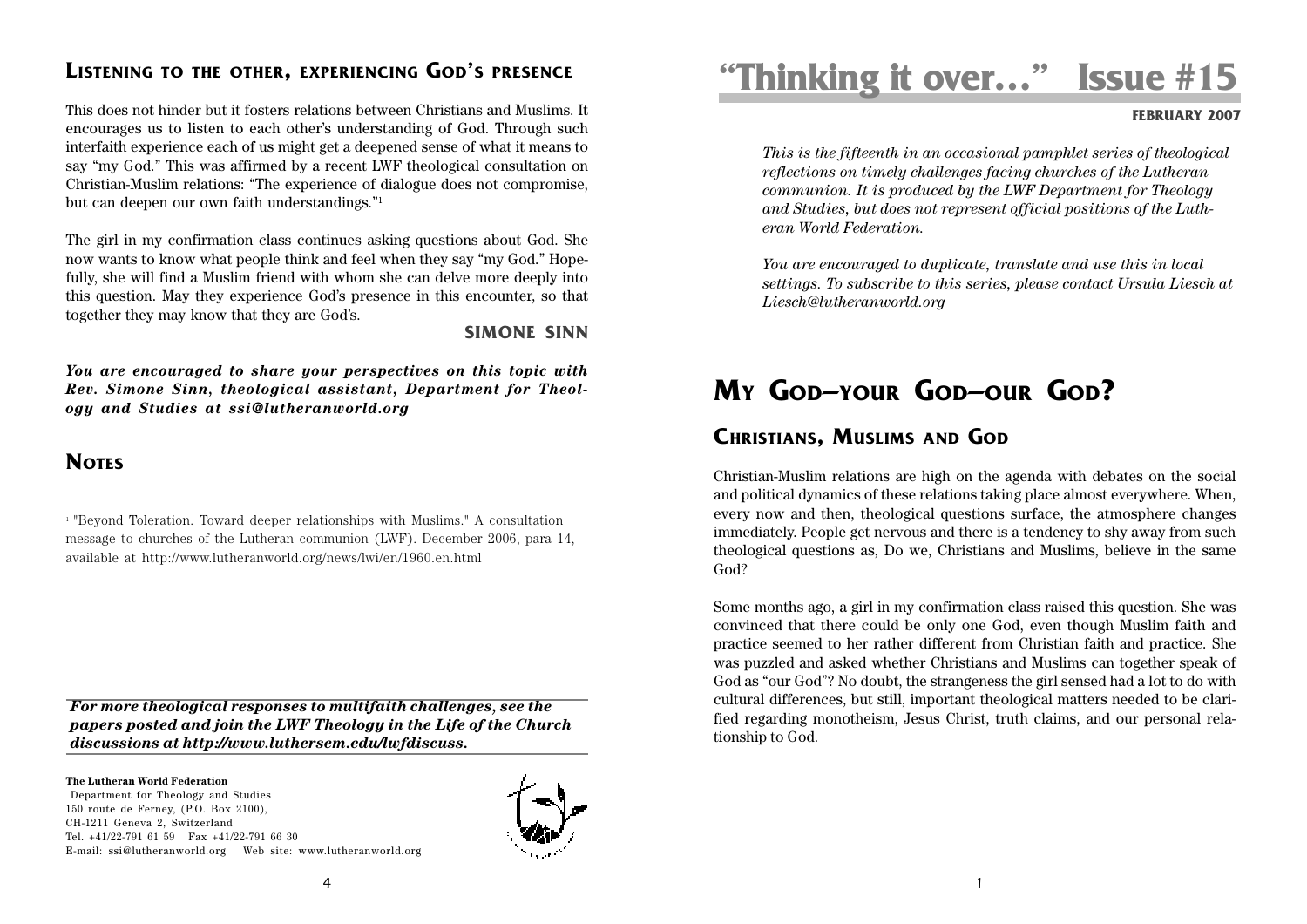## Listening to the other, experiencing God's presence

This does not hinder but it fosters relations between Christians and Muslims. It encourages us to listen to each other's understanding of God. Through such interfaith experience each of us might get a deepened sense of what it means to say "my God." This was affirmed by a recent LWF theological consultation on Christian-Muslim relations: "The experience of dialogue does not compromise, but can deepen our own faith understandings."[1]

The girl in my confirmation class continues asking questions about God. She now wants to know what people think and feel when they say "my God." Hopefully, she will find a Muslim friend with whom she can delve more deeply into this question. May they experience God's presence in this encounter, so that together they may know that they are God's.

**SIMONE SINN**

***You are encouraged to share your perspectives on this topic with Rev. Simone Sinn, theological assistant, Department for Theology and Studies at ssi@lutheranworld.org***

## Notes

[1] "Beyond Toleration. Toward deeper relationships with Muslims." A consultation message to churches of the Lutheran communion (LWF). December 2006, para 14, available at http://www.lutheranworld.org/news/lwi/en/1960.en.html

***For more theological responses to multifaith challenges, see the papers posted and join the LWF Theology in the Life of the Church discussions at http://www.luthersem.edu/lwfdiscuss.***

**The Lutheran World Federation**
Department for Theology and Studies
150 route de Ferney, (P.O. Box 2100),
CH-1211 Geneva 2, Switzerland
Tel. +41/22-791 61 59 Fax +41/22-791 66 30
E-mail: ssi@lutheranworld.org Web site: www.lutheranworld.org

# "Thinking it over…" Issue #15

**FEBRUARY 2007**

*This is the fifteenth in an occasional pamphlet series of theological reflections on timely challenges facing churches of the Lutheran communion. It is produced by the LWF Department for Theology and Studies, but does not represent official positions of the Lutheran World Federation.*

*You are encouraged to duplicate, translate and use this in local settings. To subscribe to this series, please contact Ursula Liesch at Liesch@lutheranworld.org*

# My God–your God–our God?

## Christians, Muslims and God

Christian-Muslim relations are high on the agenda with debates on the social and political dynamics of these relations taking place almost everywhere. When, every now and then, theological questions surface, the atmosphere changes immediately. People get nervous and there is a tendency to shy away from such theological questions as, Do we, Christians and Muslims, believe in the same God?

Some months ago, a girl in my confirmation class raised this question. She was convinced that there could be only one God, even though Muslim faith and practice seemed to her rather different from Christian faith and practice. She was puzzled and asked whether Christians and Muslims can together speak of God as "our God"? No doubt, the strangeness the girl sensed had a lot to do with cultural differences, but still, important theological matters needed to be clarified regarding monotheism, Jesus Christ, truth claims, and our personal relationship to God.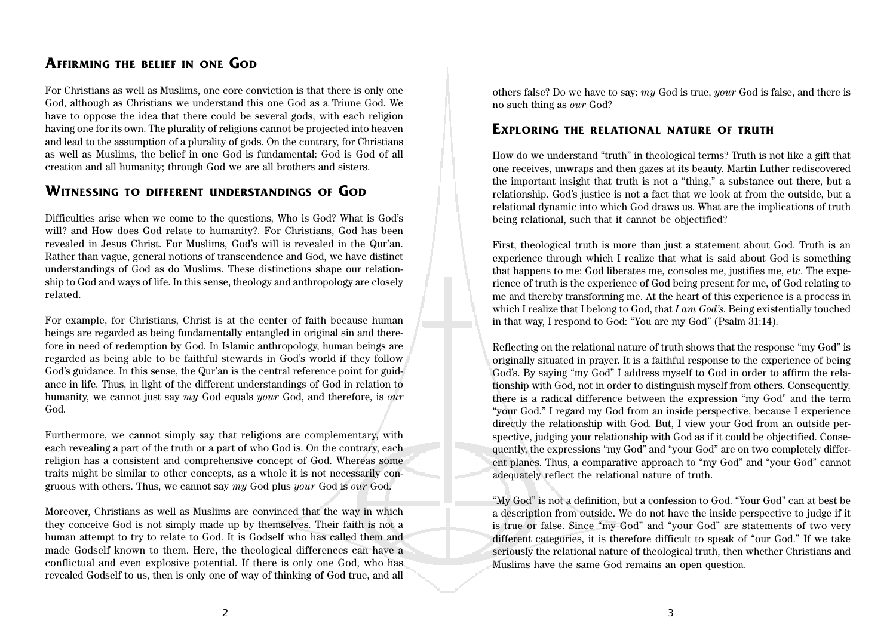## Affirming the belief in one God

For Christians as well as Muslims, one core conviction is that there is only one God, although as Christians we understand this one God as a Triune God. We have to oppose the idea that there could be several gods, with each religion having one for its own. The plurality of religions cannot be projected into heaven and lead to the assumption of a plurality of gods. On the contrary, for Christians as well as Muslims, the belief in one God is fundamental: God is God of all creation and all humanity; through God we are all brothers and sisters.

## Witnessing to different understandings of God

Difficulties arise when we come to the questions, Who is God? What is God's will? and How does God relate to humanity?. For Christians, God has been revealed in Jesus Christ. For Muslims, God's will is revealed in the Qur'an. Rather than vague, general notions of transcendence and God, we have distinct understandings of God as do Muslims. These distinctions shape our relationship to God and ways of life. In this sense, theology and anthropology are closely related.

For example, for Christians, Christ is at the center of faith because human beings are regarded as being fundamentally entangled in original sin and therefore in need of redemption by God. In Islamic anthropology, human beings are regarded as being able to be faithful stewards in God's world if they follow God's guidance. In this sense, the Qur'an is the central reference point for guidance in life. Thus, in light of the different understandings of God in relation to humanity, we cannot just say *my* God equals *your* God, and therefore, is *our* God.

Furthermore, we cannot simply say that religions are complementary, with each revealing a part of the truth or a part of who God is. On the contrary, each religion has a consistent and comprehensive concept of God. Whereas some traits might be similar to other concepts, as a whole it is not necessarily congruous with others. Thus, we cannot say *my* God plus *your* God is *our* God.

Moreover, Christians as well as Muslims are convinced that the way in which they conceive God is not simply made up by themselves. Their faith is not a human attempt to try to relate to God. It is Godself who has called them and made Godself known to them. Here, the theological differences can have a conflictual and even explosive potential. If there is only one God, who has revealed Godself to us, then is only one of way of thinking of God true, and all others false? Do we have to say: *my* God is true, *your* God is false, and there is no such thing as *our* God?

## Exploring the relational nature of truth

How do we understand "truth" in theological terms? Truth is not like a gift that one receives, unwraps and then gazes at its beauty. Martin Luther rediscovered the important insight that truth is not a "thing," a substance out there, but a relationship. God's justice is not a fact that we look at from the outside, but a relational dynamic into which God draws us. What are the implications of truth being relational, such that it cannot be objectified?

First, theological truth is more than just a statement about God. Truth is an experience through which I realize that what is said about God is something that happens to me: God liberates me, consoles me, justifies me, etc. The experience of truth is the experience of God being present for me, of God relating to me and thereby transforming me. At the heart of this experience is a process in which I realize that I belong to God, that *I am God's*. Being existentially touched in that way, I respond to God: "You are my God" (Psalm 31:14).

Reflecting on the relational nature of truth shows that the response "my God" is originally situated in prayer. It is a faithful response to the experience of being God's. By saying "my God" I address myself to God in order to affirm the relationship with God, not in order to distinguish myself from others. Consequently, there is a radical difference between the expression "my God" and the term "your God." I regard my God from an inside perspective, because I experience directly the relationship with God. But, I view your God from an outside perspective, judging your relationship with God as if it could be objectified. Consequently, the expressions "my God" and "your God" are on two completely different planes. Thus, a comparative approach to "my God" and "your God" cannot adequately reflect the relational nature of truth.

"My God" is not a definition, but a confession to God. "Your God" can at best be a description from outside. We do not have the inside perspective to judge if it is true or false. Since "my God" and "your God" are statements of two very different categories, it is therefore difficult to speak of "our God." If we take seriously the relational nature of theological truth, then whether Christians and Muslims have the same God remains an open question.